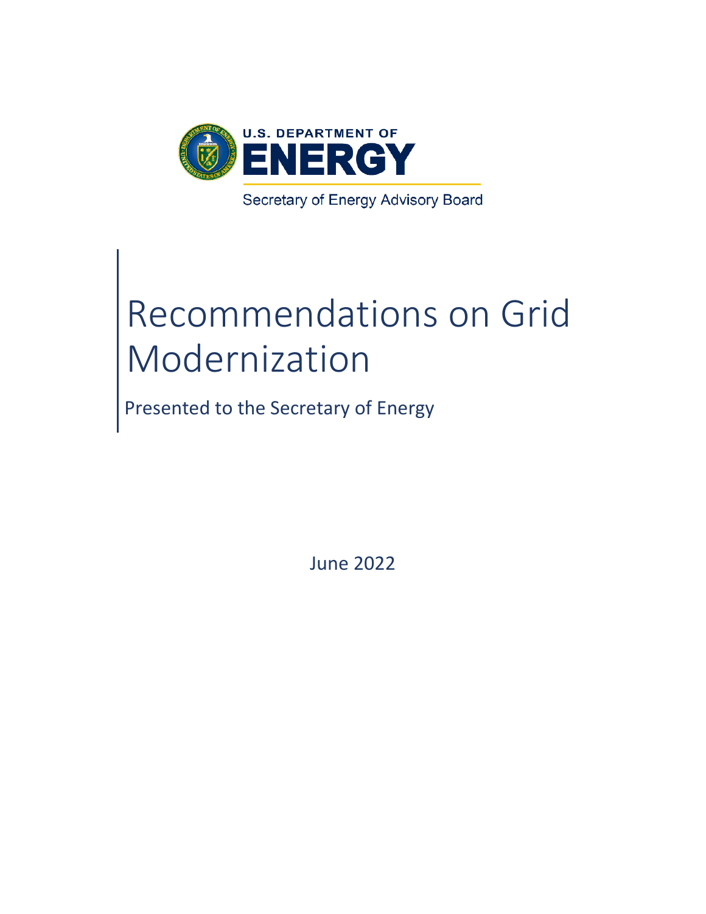U.S. DEPARTMENT OF
ENERGY

Secretary of Energy Advisory Board

# Recommendations on Grid Modernization

Presented to the Secretary of Energy

June 2022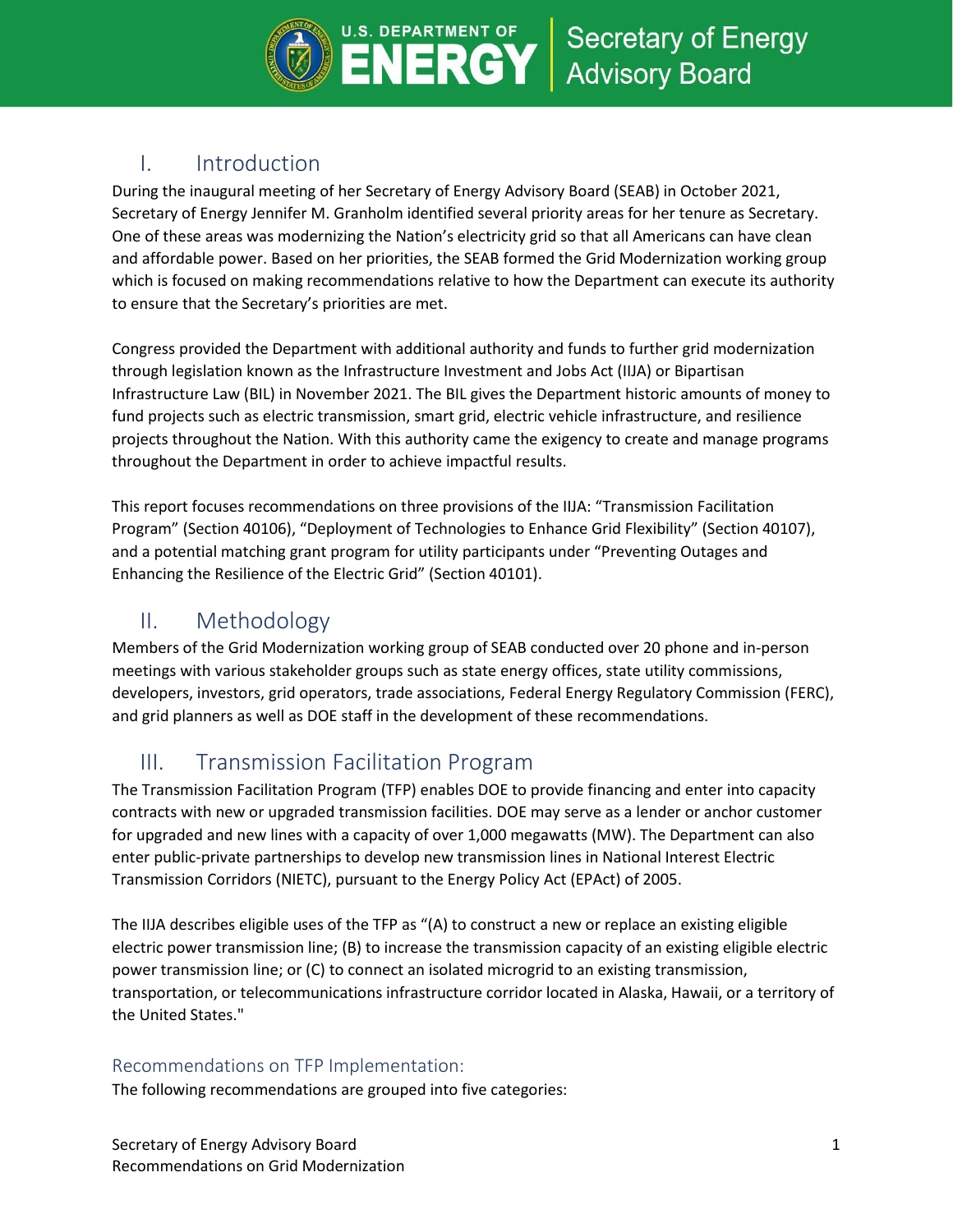## I. Introduction

During the inaugural meeting of her Secretary of Energy Advisory Board (SEAB) in October 2021, Secretary of Energy Jennifer M. Granholm identified several priority areas for her tenure as Secretary. One of these areas was modernizing the Nation's electricity grid so that all Americans can have clean and affordable power. Based on her priorities, the SEAB formed the Grid Modernization working group which is focused on making recommendations relative to how the Department can execute its authority to ensure that the Secretary's priorities are met.

Congress provided the Department with additional authority and funds to further grid modernization through legislation known as the Infrastructure Investment and Jobs Act (IIJA) or Bipartisan Infrastructure Law (BIL) in November 2021. The BIL gives the Department historic amounts of money to fund projects such as electric transmission, smart grid, electric vehicle infrastructure, and resilience projects throughout the Nation. With this authority came the exigency to create and manage programs throughout the Department in order to achieve impactful results.

This report focuses recommendations on three provisions of the IIJA: "Transmission Facilitation Program" (Section 40106), "Deployment of Technologies to Enhance Grid Flexibility" (Section 40107), and a potential matching grant program for utility participants under "Preventing Outages and Enhancing the Resilience of the Electric Grid" (Section 40101).

## II. Methodology

Members of the Grid Modernization working group of SEAB conducted over 20 phone and in-person meetings with various stakeholder groups such as state energy offices, state utility commissions, developers, investors, grid operators, trade associations, Federal Energy Regulatory Commission (FERC), and grid planners as well as DOE staff in the development of these recommendations.

## III. Transmission Facilitation Program

The Transmission Facilitation Program (TFP) enables DOE to provide financing and enter into capacity contracts with new or upgraded transmission facilities. DOE may serve as a lender or anchor customer for upgraded and new lines with a capacity of over 1,000 megawatts (MW). The Department can also enter public-private partnerships to develop new transmission lines in National Interest Electric Transmission Corridors (NIETC), pursuant to the Energy Policy Act (EPAct) of 2005.

The IIJA describes eligible uses of the TFP as "(A) to construct a new or replace an existing eligible electric power transmission line; (B) to increase the transmission capacity of an existing eligible electric power transmission line; or (C) to connect an isolated microgrid to an existing transmission, transportation, or telecommunications infrastructure corridor located in Alaska, Hawaii, or a territory of the United States."

### Recommendations on TFP Implementation:

The following recommendations are grouped into five categories: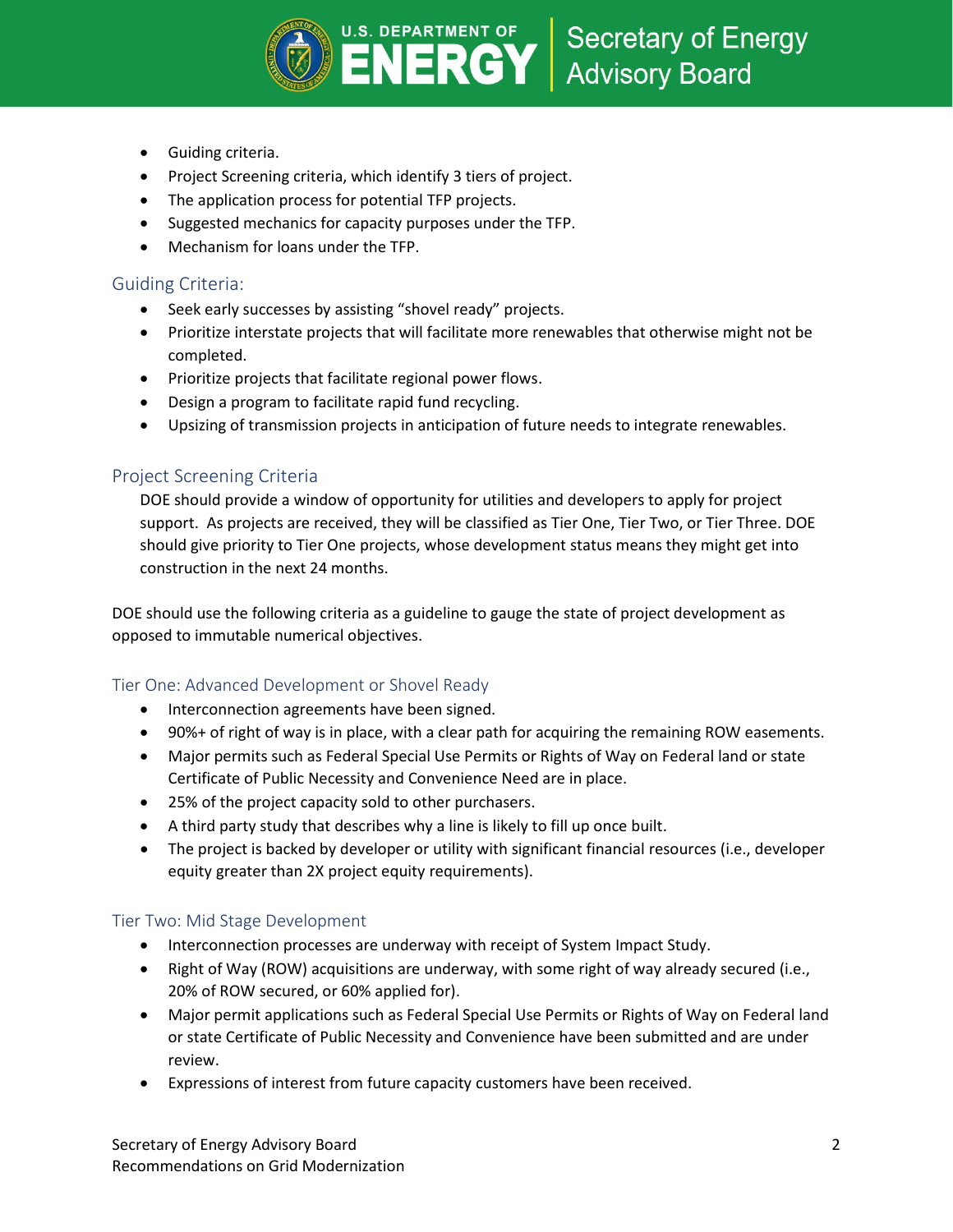- Guiding criteria.
- Project Screening criteria, which identify 3 tiers of project.
- The application process for potential TFP projects.
- Suggested mechanics for capacity purposes under the TFP.
- Mechanism for loans under the TFP.

## Guiding Criteria:

- Seek early successes by assisting "shovel ready" projects.
- Prioritize interstate projects that will facilitate more renewables that otherwise might not be completed.
- Prioritize projects that facilitate regional power flows.
- Design a program to facilitate rapid fund recycling.
- Upsizing of transmission projects in anticipation of future needs to integrate renewables.

## Project Screening Criteria

DOE should provide a window of opportunity for utilities and developers to apply for project support. As projects are received, they will be classified as Tier One, Tier Two, or Tier Three. DOE should give priority to Tier One projects, whose development status means they might get into construction in the next 24 months.

DOE should use the following criteria as a guideline to gauge the state of project development as opposed to immutable numerical objectives.

### Tier One: Advanced Development or Shovel Ready

- Interconnection agreements have been signed.
- 90%+ of right of way is in place, with a clear path for acquiring the remaining ROW easements.
- Major permits such as Federal Special Use Permits or Rights of Way on Federal land or state Certificate of Public Necessity and Convenience Need are in place.
- 25% of the project capacity sold to other purchasers.
- A third party study that describes why a line is likely to fill up once built.
- The project is backed by developer or utility with significant financial resources (i.e., developer equity greater than 2X project equity requirements).

### Tier Two: Mid Stage Development

- Interconnection processes are underway with receipt of System Impact Study.
- Right of Way (ROW) acquisitions are underway, with some right of way already secured (i.e., 20% of ROW secured, or 60% applied for).
- Major permit applications such as Federal Special Use Permits or Rights of Way on Federal land or state Certificate of Public Necessity and Convenience have been submitted and are under review.
- Expressions of interest from future capacity customers have been received.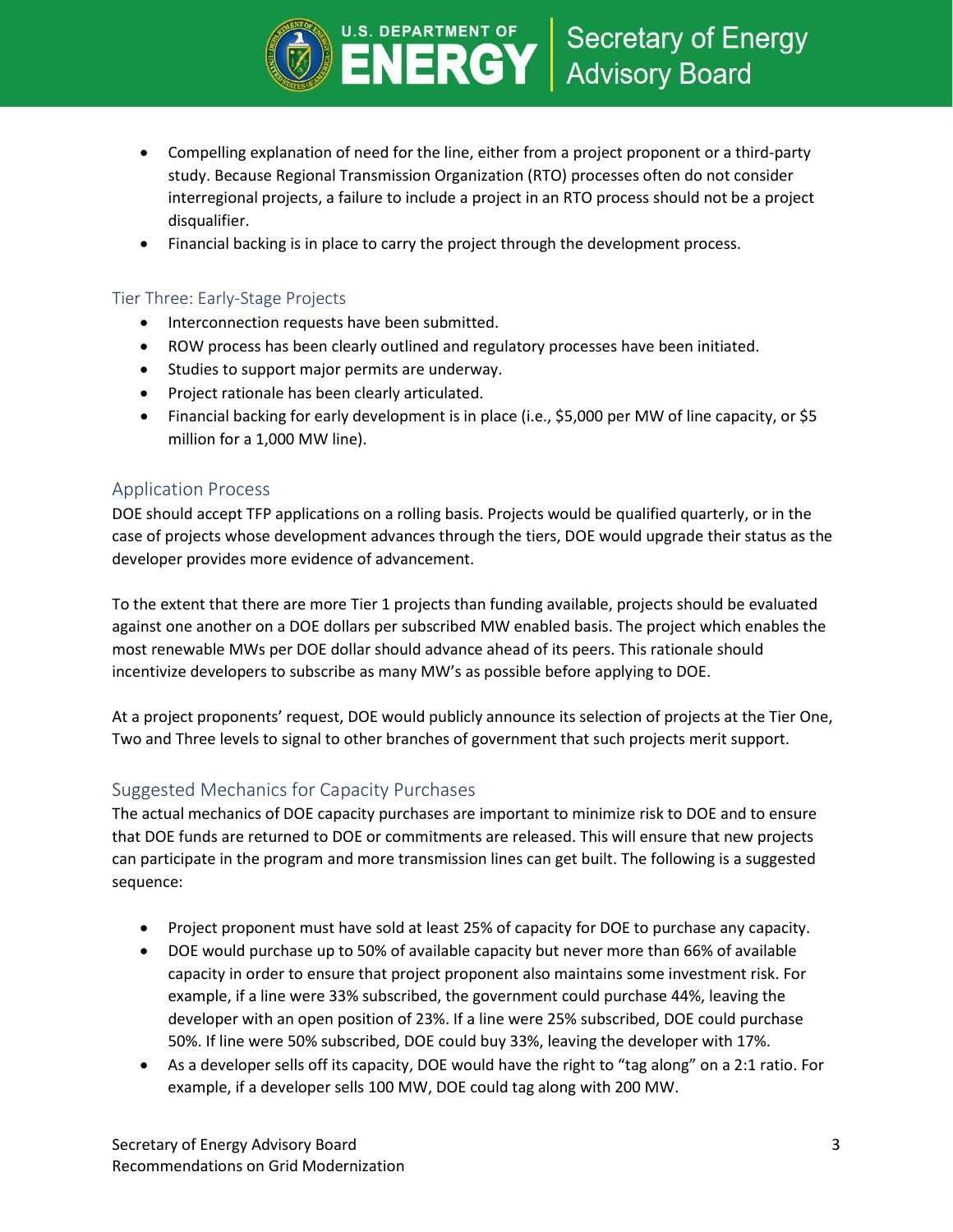- Compelling explanation of need for the line, either from a project proponent or a third-party study. Because Regional Transmission Organization (RTO) processes often do not consider interregional projects, a failure to include a project in an RTO process should not be a project disqualifier.
- Financial backing is in place to carry the project through the development process.

### Tier Three: Early-Stage Projects

- Interconnection requests have been submitted.
- ROW process has been clearly outlined and regulatory processes have been initiated.
- Studies to support major permits are underway.
- Project rationale has been clearly articulated.
- Financial backing for early development is in place (i.e., $5,000 per MW of line capacity, or $5 million for a 1,000 MW line).

## Application Process

DOE should accept TFP applications on a rolling basis. Projects would be qualified quarterly, or in the case of projects whose development advances through the tiers, DOE would upgrade their status as the developer provides more evidence of advancement.

To the extent that there are more Tier 1 projects than funding available, projects should be evaluated against one another on a DOE dollars per subscribed MW enabled basis. The project which enables the most renewable MWs per DOE dollar should advance ahead of its peers. This rationale should incentivize developers to subscribe as many MW's as possible before applying to DOE.

At a project proponents' request, DOE would publicly announce its selection of projects at the Tier One, Two and Three levels to signal to other branches of government that such projects merit support.

## Suggested Mechanics for Capacity Purchases

The actual mechanics of DOE capacity purchases are important to minimize risk to DOE and to ensure that DOE funds are returned to DOE or commitments are released. This will ensure that new projects can participate in the program and more transmission lines can get built. The following is a suggested sequence:

- Project proponent must have sold at least 25% of capacity for DOE to purchase any capacity.
- DOE would purchase up to 50% of available capacity but never more than 66% of available capacity in order to ensure that project proponent also maintains some investment risk. For example, if a line were 33% subscribed, the government could purchase 44%, leaving the developer with an open position of 23%. If a line were 25% subscribed, DOE could purchase 50%. If line were 50% subscribed, DOE could buy 33%, leaving the developer with 17%.
- As a developer sells off its capacity, DOE would have the right to "tag along" on a 2:1 ratio. For example, if a developer sells 100 MW, DOE could tag along with 200 MW.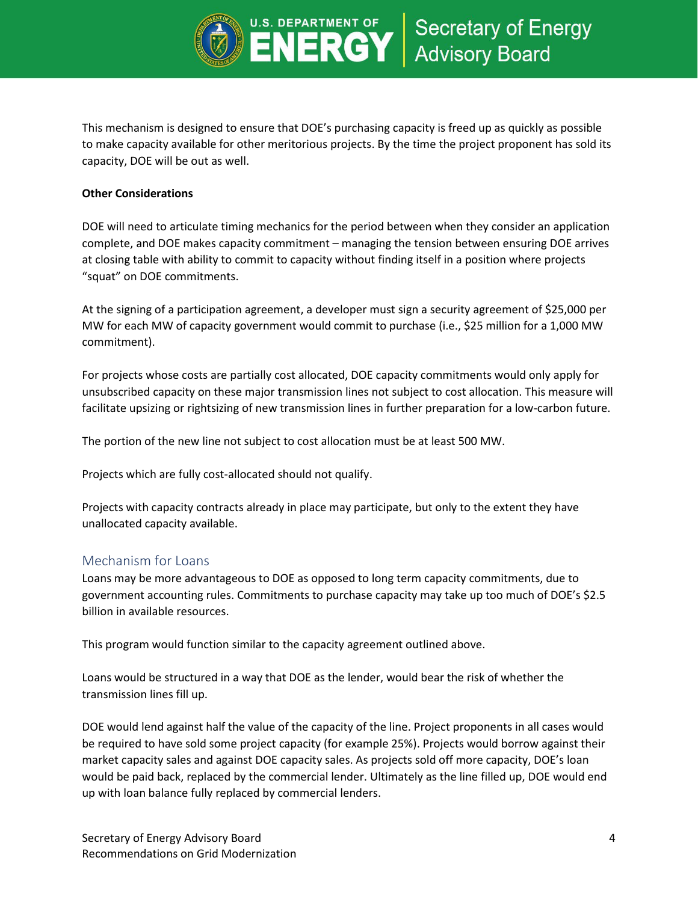This mechanism is designed to ensure that DOE's purchasing capacity is freed up as quickly as possible to make capacity available for other meritorious projects. By the time the project proponent has sold its capacity, DOE will be out as well.

**Other Considerations**

DOE will need to articulate timing mechanics for the period between when they consider an application complete, and DOE makes capacity commitment – managing the tension between ensuring DOE arrives at closing table with ability to commit to capacity without finding itself in a position where projects "squat" on DOE commitments.

At the signing of a participation agreement, a developer must sign a security agreement of $25,000 per MW for each MW of capacity government would commit to purchase (i.e., $25 million for a 1,000 MW commitment).

For projects whose costs are partially cost allocated, DOE capacity commitments would only apply for unsubscribed capacity on these major transmission lines not subject to cost allocation. This measure will facilitate upsizing or rightsizing of new transmission lines in further preparation for a low-carbon future.

The portion of the new line not subject to cost allocation must be at least 500 MW.

Projects which are fully cost-allocated should not qualify.

Projects with capacity contracts already in place may participate, but only to the extent they have unallocated capacity available.

## Mechanism for Loans

Loans may be more advantageous to DOE as opposed to long term capacity commitments, due to government accounting rules. Commitments to purchase capacity may take up too much of DOE's $2.5 billion in available resources.

This program would function similar to the capacity agreement outlined above.

Loans would be structured in a way that DOE as the lender, would bear the risk of whether the transmission lines fill up.

DOE would lend against half the value of the capacity of the line. Project proponents in all cases would be required to have sold some project capacity (for example 25%). Projects would borrow against their market capacity sales and against DOE capacity sales. As projects sold off more capacity, DOE's loan would be paid back, replaced by the commercial lender. Ultimately as the line filled up, DOE would end up with loan balance fully replaced by commercial lenders.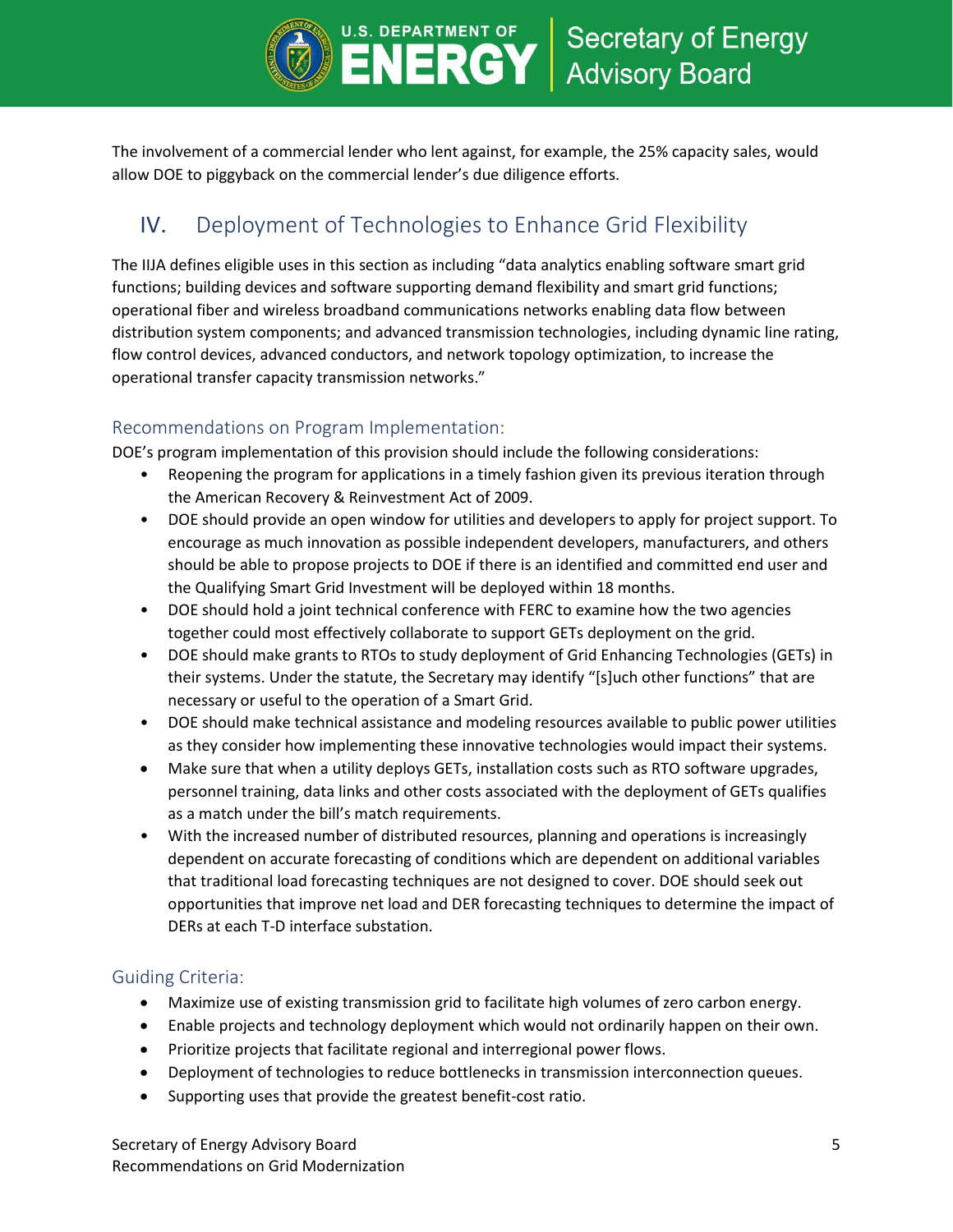The involvement of a commercial lender who lent against, for example, the 25% capacity sales, would allow DOE to piggyback on the commercial lender's due diligence efforts.

## IV. Deployment of Technologies to Enhance Grid Flexibility

The IIJA defines eligible uses in this section as including "data analytics enabling software smart grid functions; building devices and software supporting demand flexibility and smart grid functions; operational fiber and wireless broadband communications networks enabling data flow between distribution system components; and advanced transmission technologies, including dynamic line rating, flow control devices, advanced conductors, and network topology optimization, to increase the operational transfer capacity transmission networks."

### Recommendations on Program Implementation:

DOE's program implementation of this provision should include the following considerations:

- Reopening the program for applications in a timely fashion given its previous iteration through the American Recovery & Reinvestment Act of 2009.
- DOE should provide an open window for utilities and developers to apply for project support. To encourage as much innovation as possible independent developers, manufacturers, and others should be able to propose projects to DOE if there is an identified and committed end user and the Qualifying Smart Grid Investment will be deployed within 18 months.
- DOE should hold a joint technical conference with FERC to examine how the two agencies together could most effectively collaborate to support GETs deployment on the grid.
- DOE should make grants to RTOs to study deployment of Grid Enhancing Technologies (GETs) in their systems. Under the statute, the Secretary may identify "[s]uch other functions" that are necessary or useful to the operation of a Smart Grid.
- DOE should make technical assistance and modeling resources available to public power utilities as they consider how implementing these innovative technologies would impact their systems.
- Make sure that when a utility deploys GETs, installation costs such as RTO software upgrades, personnel training, data links and other costs associated with the deployment of GETs qualifies as a match under the bill's match requirements.
- With the increased number of distributed resources, planning and operations is increasingly dependent on accurate forecasting of conditions which are dependent on additional variables that traditional load forecasting techniques are not designed to cover. DOE should seek out opportunities that improve net load and DER forecasting techniques to determine the impact of DERs at each T-D interface substation.

### Guiding Criteria:

- Maximize use of existing transmission grid to facilitate high volumes of zero carbon energy.
- Enable projects and technology deployment which would not ordinarily happen on their own.
- Prioritize projects that facilitate regional and interregional power flows.
- Deployment of technologies to reduce bottlenecks in transmission interconnection queues.
- Supporting uses that provide the greatest benefit-cost ratio.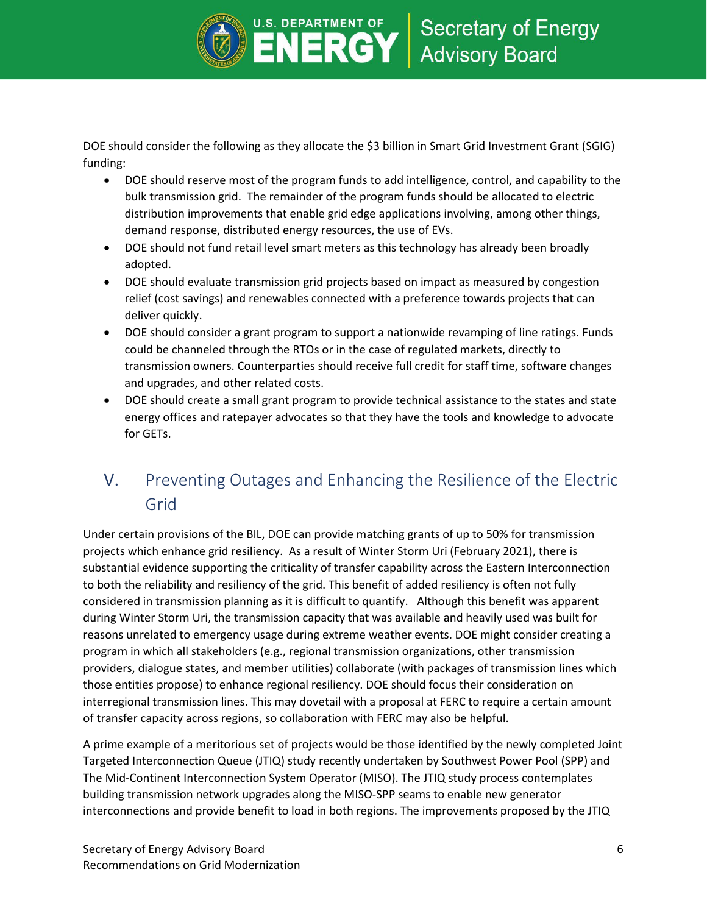DOE should consider the following as they allocate the $3 billion in Smart Grid Investment Grant (SGIG) funding:

- DOE should reserve most of the program funds to add intelligence, control, and capability to the bulk transmission grid. The remainder of the program funds should be allocated to electric distribution improvements that enable grid edge applications involving, among other things, demand response, distributed energy resources, the use of EVs.
- DOE should not fund retail level smart meters as this technology has already been broadly adopted.
- DOE should evaluate transmission grid projects based on impact as measured by congestion relief (cost savings) and renewables connected with a preference towards projects that can deliver quickly.
- DOE should consider a grant program to support a nationwide revamping of line ratings. Funds could be channeled through the RTOs or in the case of regulated markets, directly to transmission owners. Counterparties should receive full credit for staff time, software changes and upgrades, and other related costs.
- DOE should create a small grant program to provide technical assistance to the states and state energy offices and ratepayer advocates so that they have the tools and knowledge to advocate for GETs.

## V. Preventing Outages and Enhancing the Resilience of the Electric Grid

Under certain provisions of the BIL, DOE can provide matching grants of up to 50% for transmission projects which enhance grid resiliency. As a result of Winter Storm Uri (February 2021), there is substantial evidence supporting the criticality of transfer capability across the Eastern Interconnection to both the reliability and resiliency of the grid. This benefit of added resiliency is often not fully considered in transmission planning as it is difficult to quantify. Although this benefit was apparent during Winter Storm Uri, the transmission capacity that was available and heavily used was built for reasons unrelated to emergency usage during extreme weather events. DOE might consider creating a program in which all stakeholders (e.g., regional transmission organizations, other transmission providers, dialogue states, and member utilities) collaborate (with packages of transmission lines which those entities propose) to enhance regional resiliency. DOE should focus their consideration on interregional transmission lines. This may dovetail with a proposal at FERC to require a certain amount of transfer capacity across regions, so collaboration with FERC may also be helpful.

A prime example of a meritorious set of projects would be those identified by the newly completed Joint Targeted Interconnection Queue (JTIQ) study recently undertaken by Southwest Power Pool (SPP) and The Mid-Continent Interconnection System Operator (MISO). The JTIQ study process contemplates building transmission network upgrades along the MISO-SPP seams to enable new generator interconnections and provide benefit to load in both regions. The improvements proposed by the JTIQ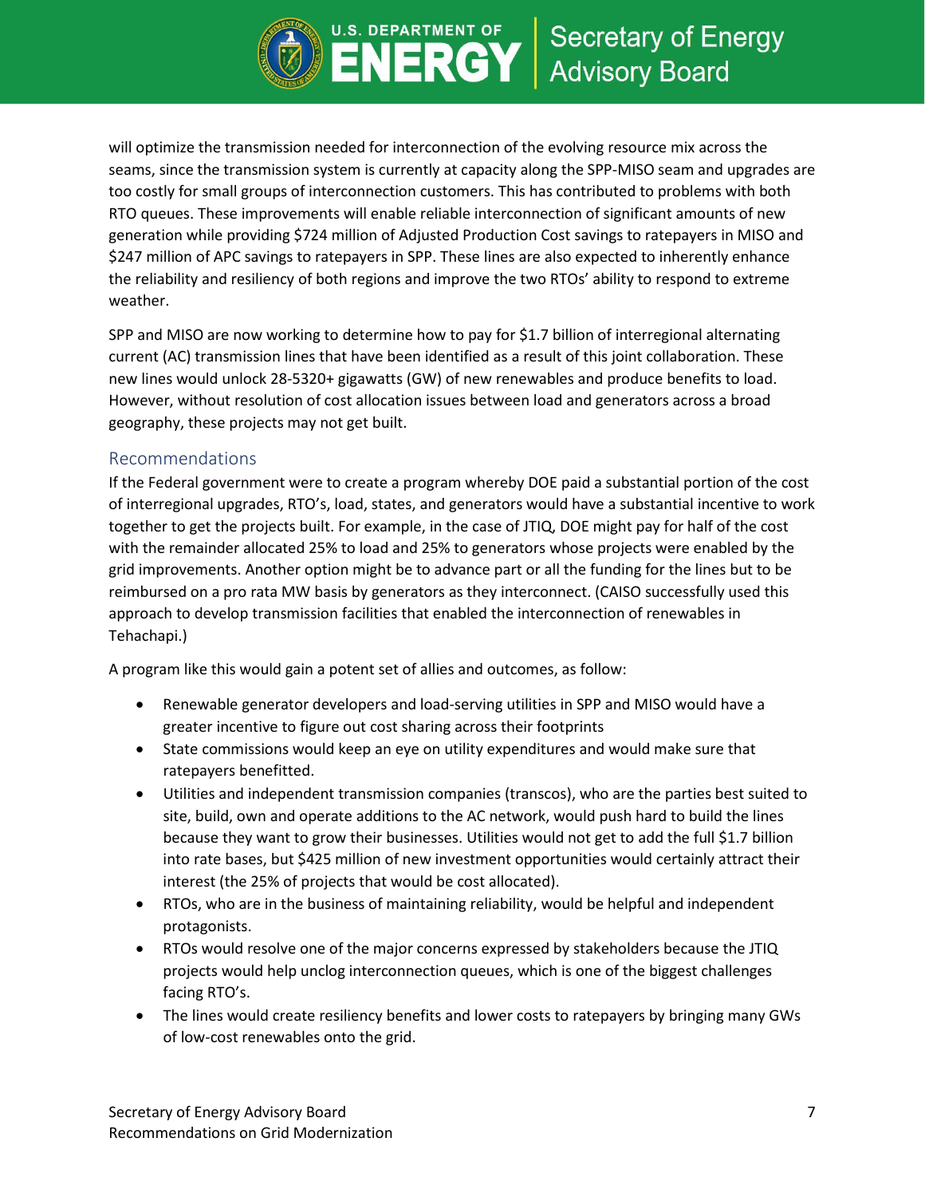will optimize the transmission needed for interconnection of the evolving resource mix across the seams, since the transmission system is currently at capacity along the SPP-MISO seam and upgrades are too costly for small groups of interconnection customers. This has contributed to problems with both RTO queues. These improvements will enable reliable interconnection of significant amounts of new generation while providing $724 million of Adjusted Production Cost savings to ratepayers in MISO and $247 million of APC savings to ratepayers in SPP. These lines are also expected to inherently enhance the reliability and resiliency of both regions and improve the two RTOs' ability to respond to extreme weather.

SPP and MISO are now working to determine how to pay for $1.7 billion of interregional alternating current (AC) transmission lines that have been identified as a result of this joint collaboration. These new lines would unlock 28-5320+ gigawatts (GW) of new renewables and produce benefits to load. However, without resolution of cost allocation issues between load and generators across a broad geography, these projects may not get built.

## Recommendations

If the Federal government were to create a program whereby DOE paid a substantial portion of the cost of interregional upgrades, RTO's, load, states, and generators would have a substantial incentive to work together to get the projects built. For example, in the case of JTIQ, DOE might pay for half of the cost with the remainder allocated 25% to load and 25% to generators whose projects were enabled by the grid improvements. Another option might be to advance part or all the funding for the lines but to be reimbursed on a pro rata MW basis by generators as they interconnect. (CAISO successfully used this approach to develop transmission facilities that enabled the interconnection of renewables in Tehachapi.)

A program like this would gain a potent set of allies and outcomes, as follow:

- Renewable generator developers and load-serving utilities in SPP and MISO would have a greater incentive to figure out cost sharing across their footprints
- State commissions would keep an eye on utility expenditures and would make sure that ratepayers benefitted.
- Utilities and independent transmission companies (transcos), who are the parties best suited to site, build, own and operate additions to the AC network, would push hard to build the lines because they want to grow their businesses. Utilities would not get to add the full $1.7 billion into rate bases, but $425 million of new investment opportunities would certainly attract their interest (the 25% of projects that would be cost allocated).
- RTOs, who are in the business of maintaining reliability, would be helpful and independent protagonists.
- RTOs would resolve one of the major concerns expressed by stakeholders because the JTIQ projects would help unclog interconnection queues, which is one of the biggest challenges facing RTO's.
- The lines would create resiliency benefits and lower costs to ratepayers by bringing many GWs of low-cost renewables onto the grid.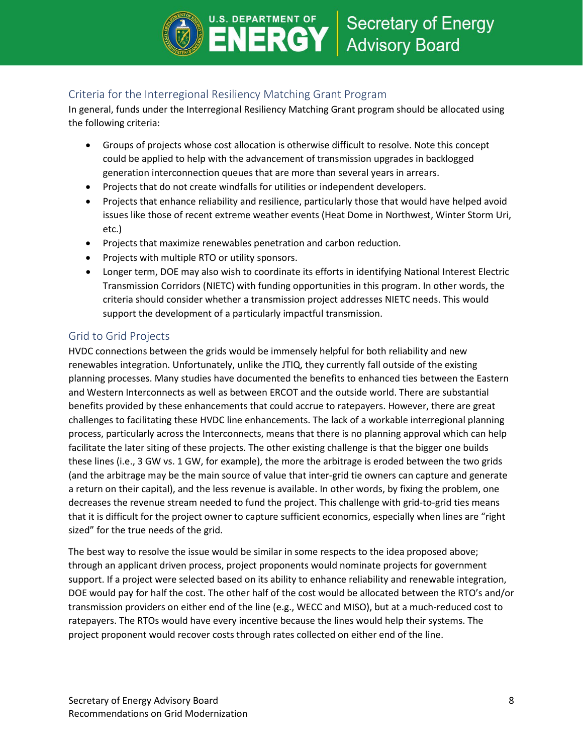## Criteria for the Interregional Resiliency Matching Grant Program

In general, funds under the Interregional Resiliency Matching Grant program should be allocated using the following criteria:

- Groups of projects whose cost allocation is otherwise difficult to resolve. Note this concept could be applied to help with the advancement of transmission upgrades in backlogged generation interconnection queues that are more than several years in arrears.
- Projects that do not create windfalls for utilities or independent developers.
- Projects that enhance reliability and resilience, particularly those that would have helped avoid issues like those of recent extreme weather events (Heat Dome in Northwest, Winter Storm Uri, etc.)
- Projects that maximize renewables penetration and carbon reduction.
- Projects with multiple RTO or utility sponsors.
- Longer term, DOE may also wish to coordinate its efforts in identifying National Interest Electric Transmission Corridors (NIETC) with funding opportunities in this program. In other words, the criteria should consider whether a transmission project addresses NIETC needs. This would support the development of a particularly impactful transmission.

## Grid to Grid Projects

HVDC connections between the grids would be immensely helpful for both reliability and new renewables integration. Unfortunately, unlike the JTIQ, they currently fall outside of the existing planning processes. Many studies have documented the benefits to enhanced ties between the Eastern and Western Interconnects as well as between ERCOT and the outside world. There are substantial benefits provided by these enhancements that could accrue to ratepayers. However, there are great challenges to facilitating these HVDC line enhancements. The lack of a workable interregional planning process, particularly across the Interconnects, means that there is no planning approval which can help facilitate the later siting of these projects. The other existing challenge is that the bigger one builds these lines (i.e., 3 GW vs. 1 GW, for example), the more the arbitrage is eroded between the two grids (and the arbitrage may be the main source of value that inter-grid tie owners can capture and generate a return on their capital), and the less revenue is available. In other words, by fixing the problem, one decreases the revenue stream needed to fund the project. This challenge with grid-to-grid ties means that it is difficult for the project owner to capture sufficient economics, especially when lines are "right sized" for the true needs of the grid.

The best way to resolve the issue would be similar in some respects to the idea proposed above; through an applicant driven process, project proponents would nominate projects for government support. If a project were selected based on its ability to enhance reliability and renewable integration, DOE would pay for half the cost. The other half of the cost would be allocated between the RTO's and/or transmission providers on either end of the line (e.g., WECC and MISO), but at a much-reduced cost to ratepayers. The RTOs would have every incentive because the lines would help their systems. The project proponent would recover costs through rates collected on either end of the line.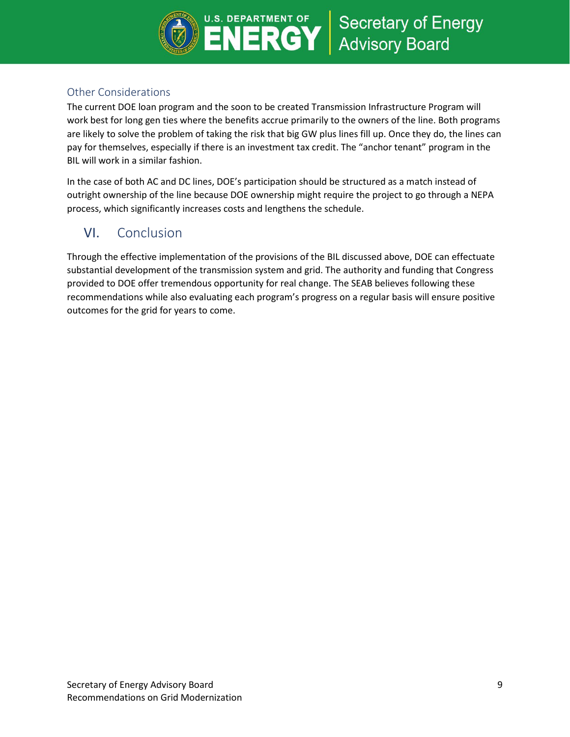### Other Considerations

The current DOE loan program and the soon to be created Transmission Infrastructure Program will work best for long gen ties where the benefits accrue primarily to the owners of the line. Both programs are likely to solve the problem of taking the risk that big GW plus lines fill up. Once they do, the lines can pay for themselves, especially if there is an investment tax credit. The "anchor tenant" program in the BIL will work in a similar fashion.

In the case of both AC and DC lines, DOE's participation should be structured as a match instead of outright ownership of the line because DOE ownership might require the project to go through a NEPA process, which significantly increases costs and lengthens the schedule.

## VI. Conclusion

Through the effective implementation of the provisions of the BIL discussed above, DOE can effectuate substantial development of the transmission system and grid. The authority and funding that Congress provided to DOE offer tremendous opportunity for real change. The SEAB believes following these recommendations while also evaluating each program's progress on a regular basis will ensure positive outcomes for the grid for years to come.